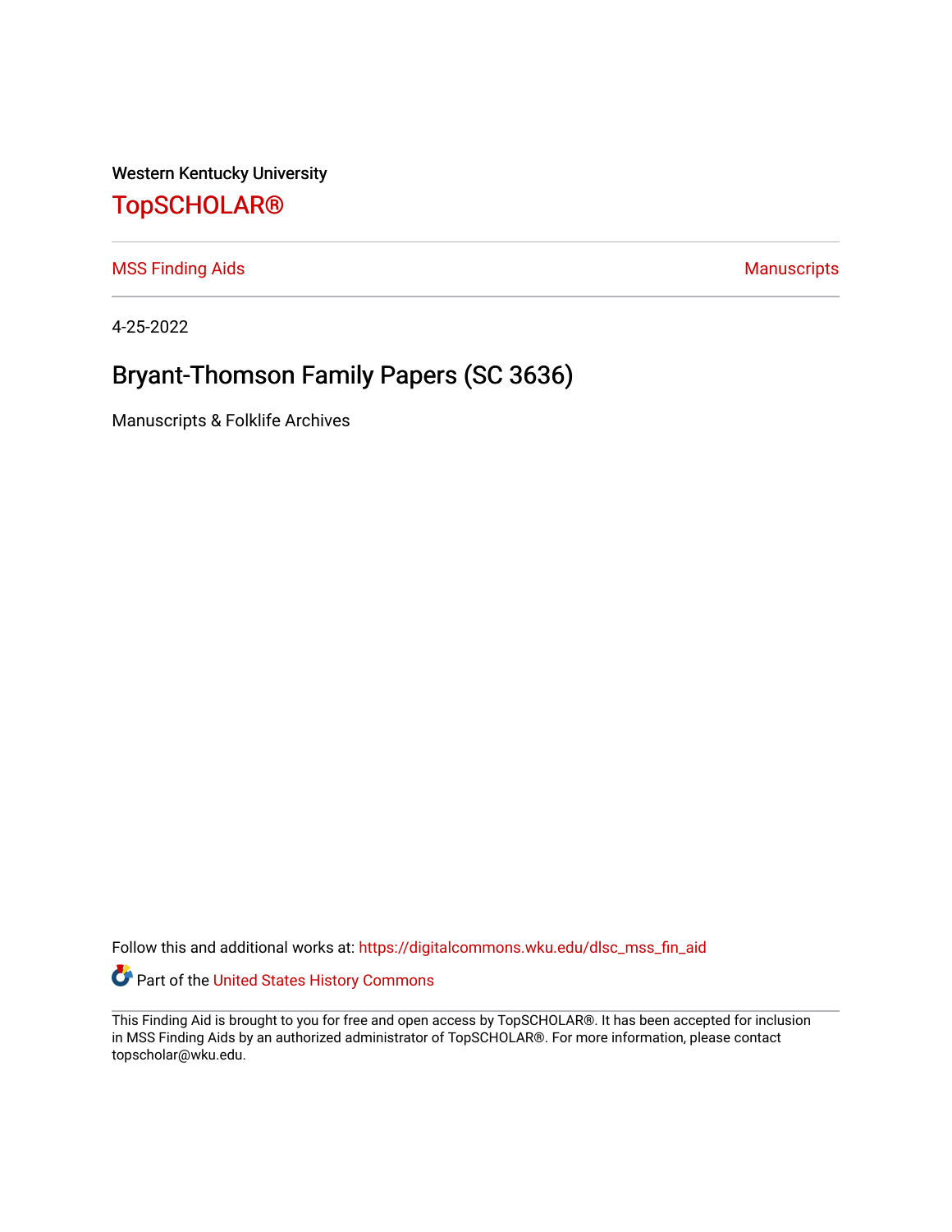Western Kentucky University

# TopSCHOLAR®

MSS Finding Aids | Manuscripts

4-25-2022

## Bryant-Thomson Family Papers (SC 3636)

Manuscripts & Folklife Archives

Follow this and additional works at: https://digitalcommons.wku.edu/dlsc_mss_fin_aid

Part of the United States History Commons

This Finding Aid is brought to you for free and open access by TopSCHOLAR®. It has been accepted for inclusion in MSS Finding Aids by an authorized administrator of TopSCHOLAR®. For more information, please contact topscholar@wku.edu.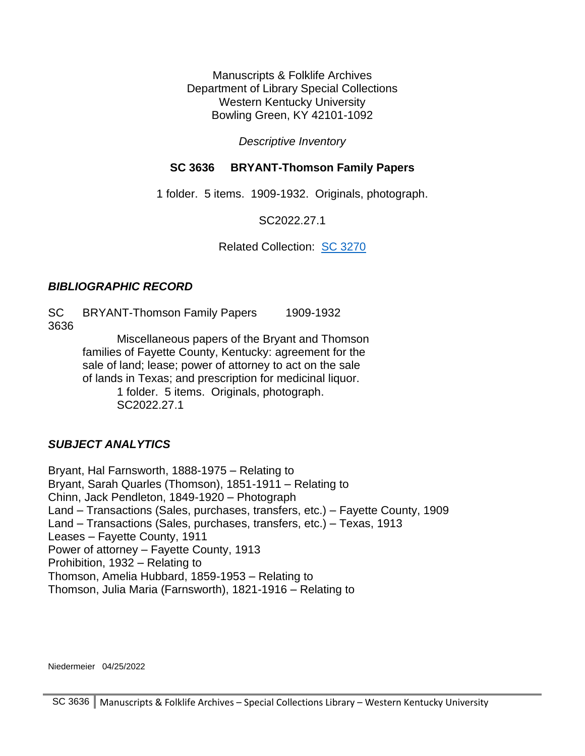Manuscripts & Folklife Archives
Department of Library Special Collections
Western Kentucky University
Bowling Green, KY 42101-1092

*Descriptive Inventory*

**SC 3636 BRYANT-Thomson Family Papers**

1 folder. 5 items. 1909-1932. Originals, photograph.

SC2022.27.1

Related Collection: [SC 3270]

## *BIBLIOGRAPHIC RECORD*

SC 3636 BRYANT-Thomson Family Papers 1909-1932

Miscellaneous papers of the Bryant and Thomson families of Fayette County, Kentucky: agreement for the sale of land; lease; power of attorney to act on the sale of lands in Texas; and prescription for medicinal liquor.

1 folder. 5 items. Originals, photograph.
SC2022.27.1

## *SUBJECT ANALYTICS*

Bryant, Hal Farnsworth, 1888-1975 – Relating to
Bryant, Sarah Quarles (Thomson), 1851-1911 – Relating to
Chinn, Jack Pendleton, 1849-1920 – Photograph
Land – Transactions (Sales, purchases, transfers, etc.) – Fayette County, 1909
Land – Transactions (Sales, purchases, transfers, etc.) – Texas, 1913
Leases – Fayette County, 1911
Power of attorney – Fayette County, 1913
Prohibition, 1932 – Relating to
Thomson, Amelia Hubbard, 1859-1953 – Relating to
Thomson, Julia Maria (Farnsworth), 1821-1916 – Relating to

Niedermeier 04/25/2022